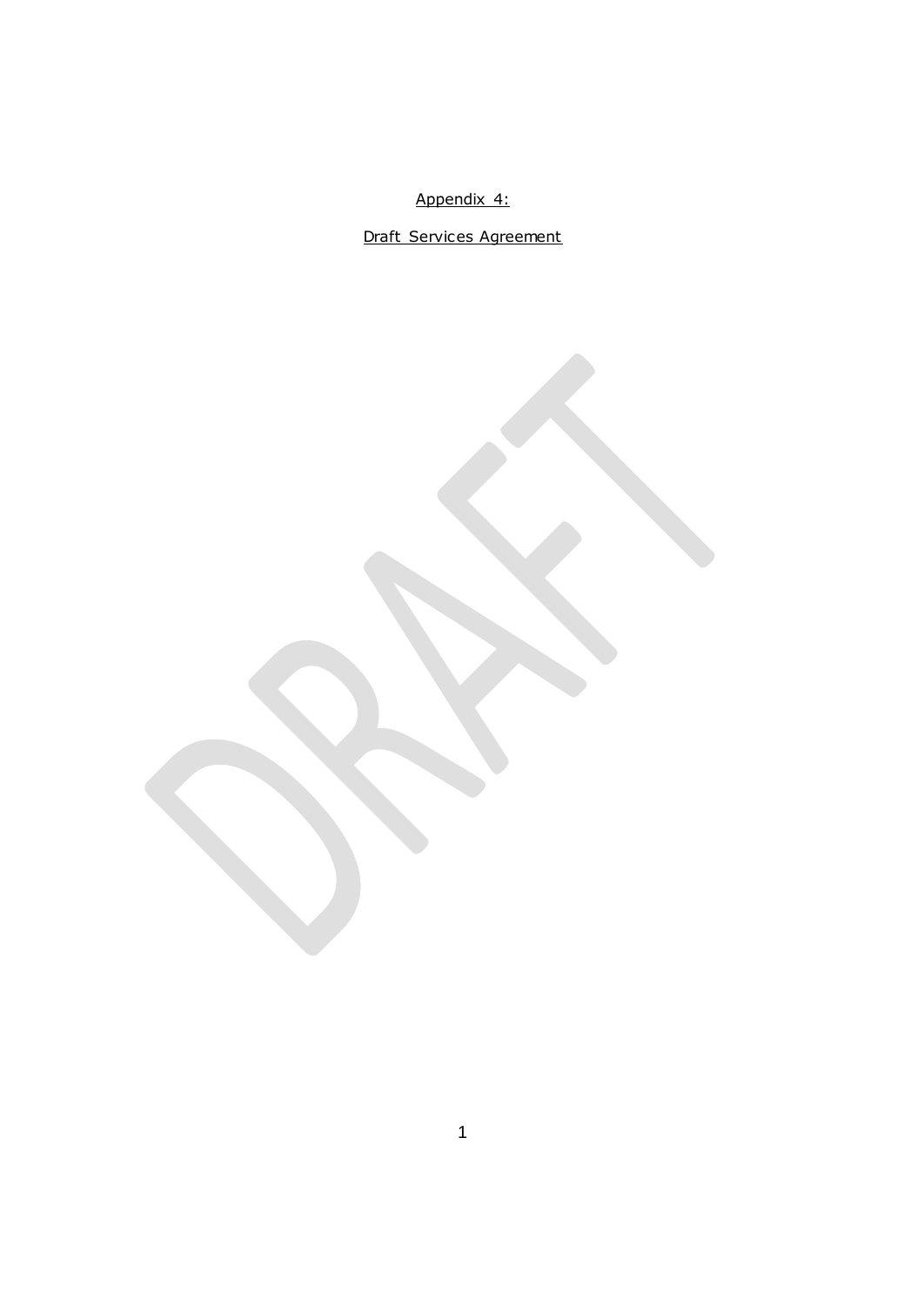Appendix 4:

Draft Services Agreement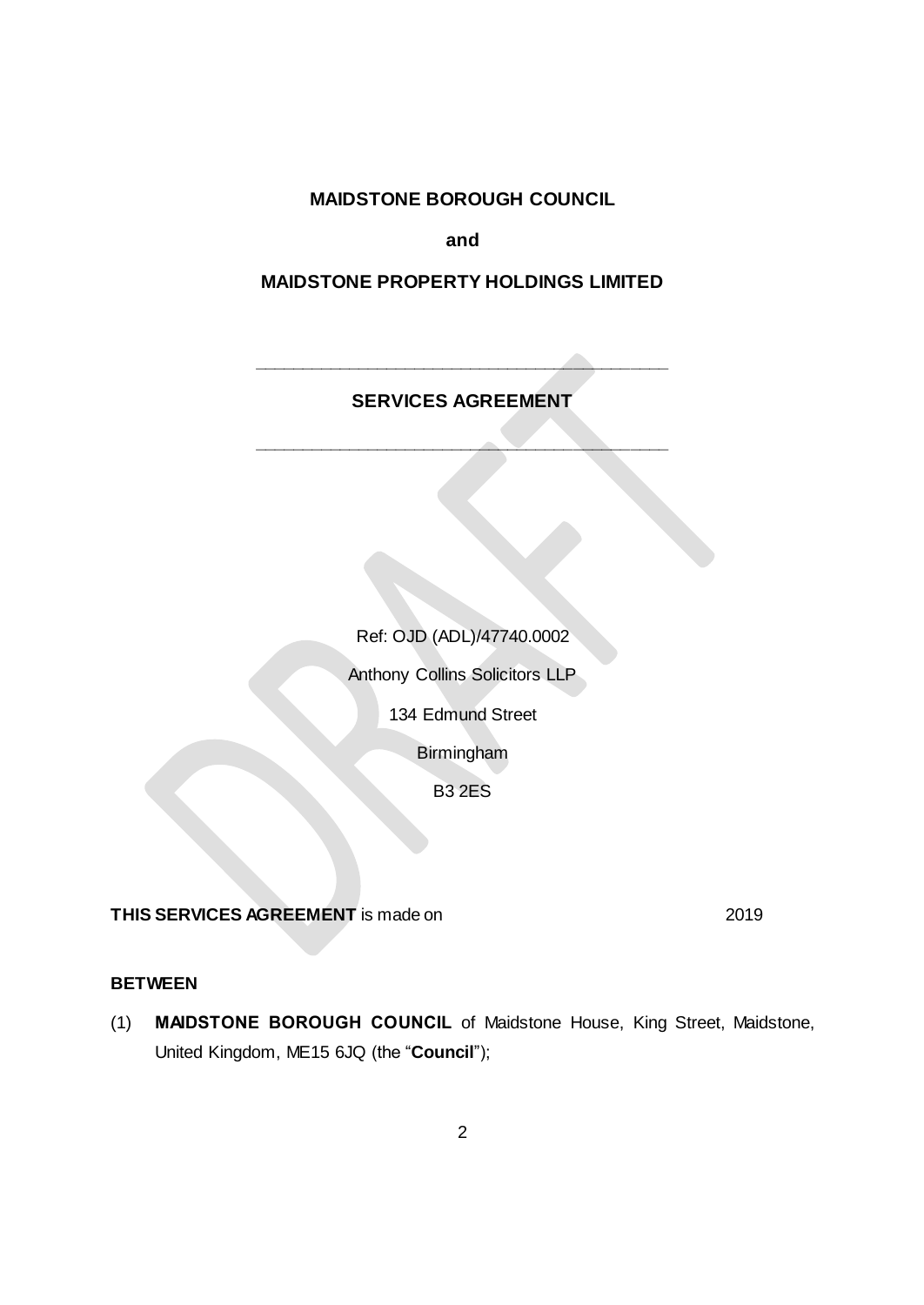**MAIDSTONE BOROUGH COUNCIL**

**and**

**MAIDSTONE PROPERTY HOLDINGS LIMITED**

---

**SERVICES AGREEMENT**

---

Ref: OJD (ADL)/47740.0002

Anthony Collins Solicitors LLP

134 Edmund Street

Birmingham

B3 2ES

**THIS SERVICES AGREEMENT** is made on 2019

**BETWEEN**

(1) **MAIDSTONE BOROUGH COUNCIL** of Maidstone House, King Street, Maidstone, United Kingdom, ME15 6JQ (the "**Council**");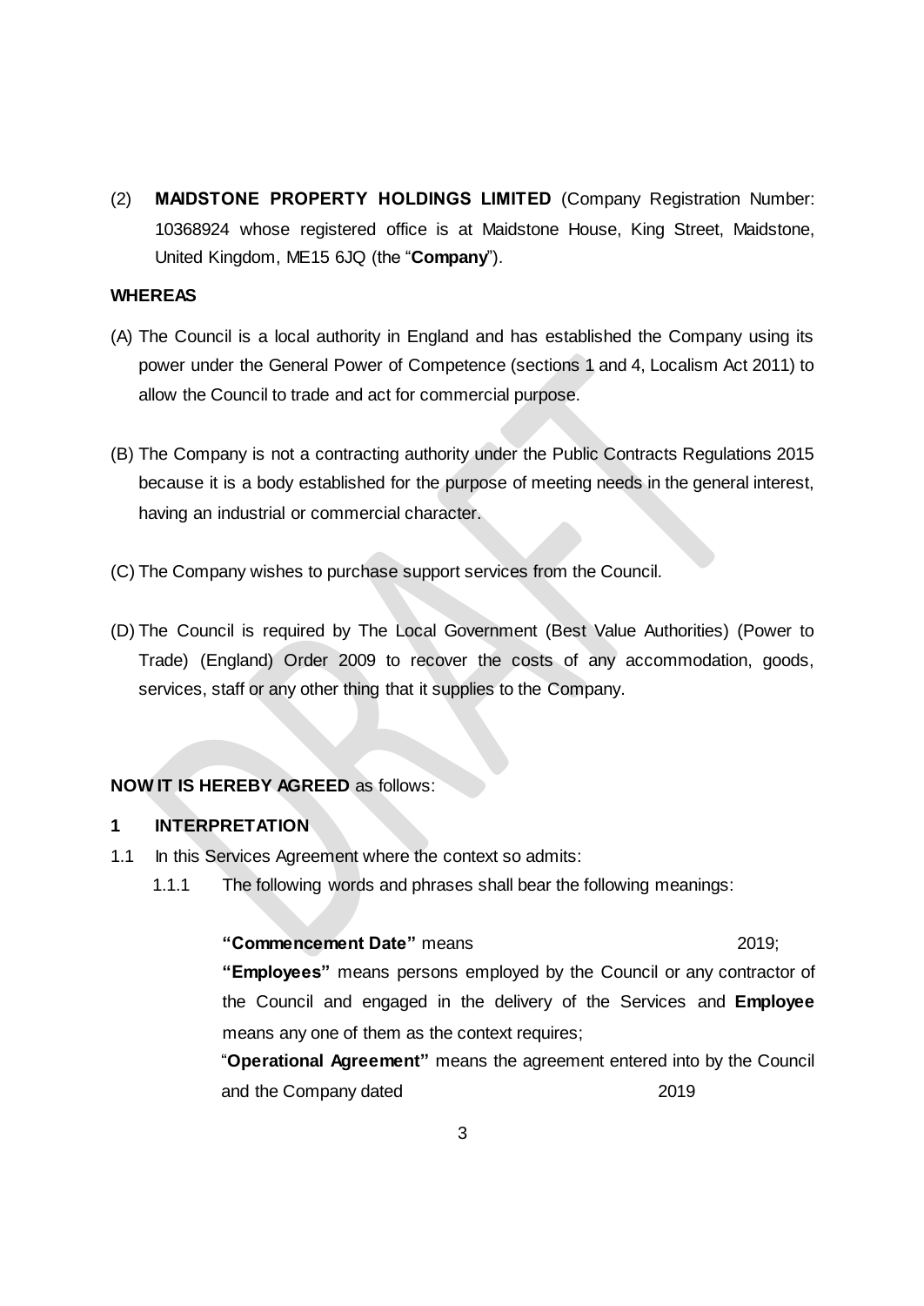(2) **MAIDSTONE PROPERTY HOLDINGS LIMITED** (Company Registration Number: 10368924 whose registered office is at Maidstone House, King Street, Maidstone, United Kingdom, ME15 6JQ (the "**Company**").

**WHEREAS**

(A) The Council is a local authority in England and has established the Company using its power under the General Power of Competence (sections 1 and 4, Localism Act 2011) to allow the Council to trade and act for commercial purpose.

(B) The Company is not a contracting authority under the Public Contracts Regulations 2015 because it is a body established for the purpose of meeting needs in the general interest, having an industrial or commercial character.

(C) The Company wishes to purchase support services from the Council.

(D) The Council is required by The Local Government (Best Value Authorities) (Power to Trade) (England) Order 2009 to recover the costs of any accommodation, goods, services, staff or any other thing that it supplies to the Company.

**NOW IT IS HEREBY AGREED** as follows:

**1 INTERPRETATION**

1.1 In this Services Agreement where the context so admits:

1.1.1 The following words and phrases shall bear the following meanings:

**"Commencement Date"** means 2019;

**"Employees"** means persons employed by the Council or any contractor of the Council and engaged in the delivery of the Services and **Employee** means any one of them as the context requires;

"**Operational Agreement"** means the agreement entered into by the Council and the Company dated 2019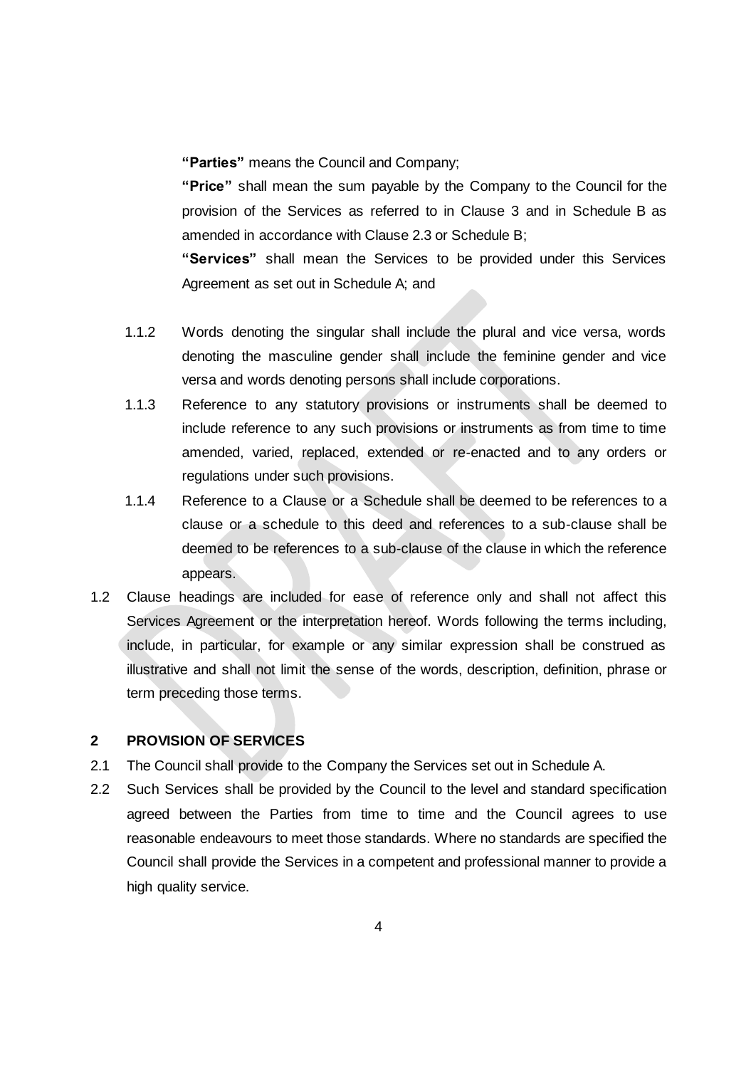**"Parties"** means the Council and Company;

**"Price"** shall mean the sum payable by the Company to the Council for the provision of the Services as referred to in Clause 3 and in Schedule B as amended in accordance with Clause 2.3 or Schedule B;

**"Services"** shall mean the Services to be provided under this Services Agreement as set out in Schedule A; and

1.1.2 Words denoting the singular shall include the plural and vice versa, words denoting the masculine gender shall include the feminine gender and vice versa and words denoting persons shall include corporations.

1.1.3 Reference to any statutory provisions or instruments shall be deemed to include reference to any such provisions or instruments as from time to time amended, varied, replaced, extended or re-enacted and to any orders or regulations under such provisions.

1.1.4 Reference to a Clause or a Schedule shall be deemed to be references to a clause or a schedule to this deed and references to a sub-clause shall be deemed to be references to a sub-clause of the clause in which the reference appears.

1.2 Clause headings are included for ease of reference only and shall not affect this Services Agreement or the interpretation hereof. Words following the terms including, include, in particular, for example or any similar expression shall be construed as illustrative and shall not limit the sense of the words, description, definition, phrase or term preceding those terms.

## 2 PROVISION OF SERVICES

2.1 The Council shall provide to the Company the Services set out in Schedule A.

2.2 Such Services shall be provided by the Council to the level and standard specification agreed between the Parties from time to time and the Council agrees to use reasonable endeavours to meet those standards. Where no standards are specified the Council shall provide the Services in a competent and professional manner to provide a high quality service.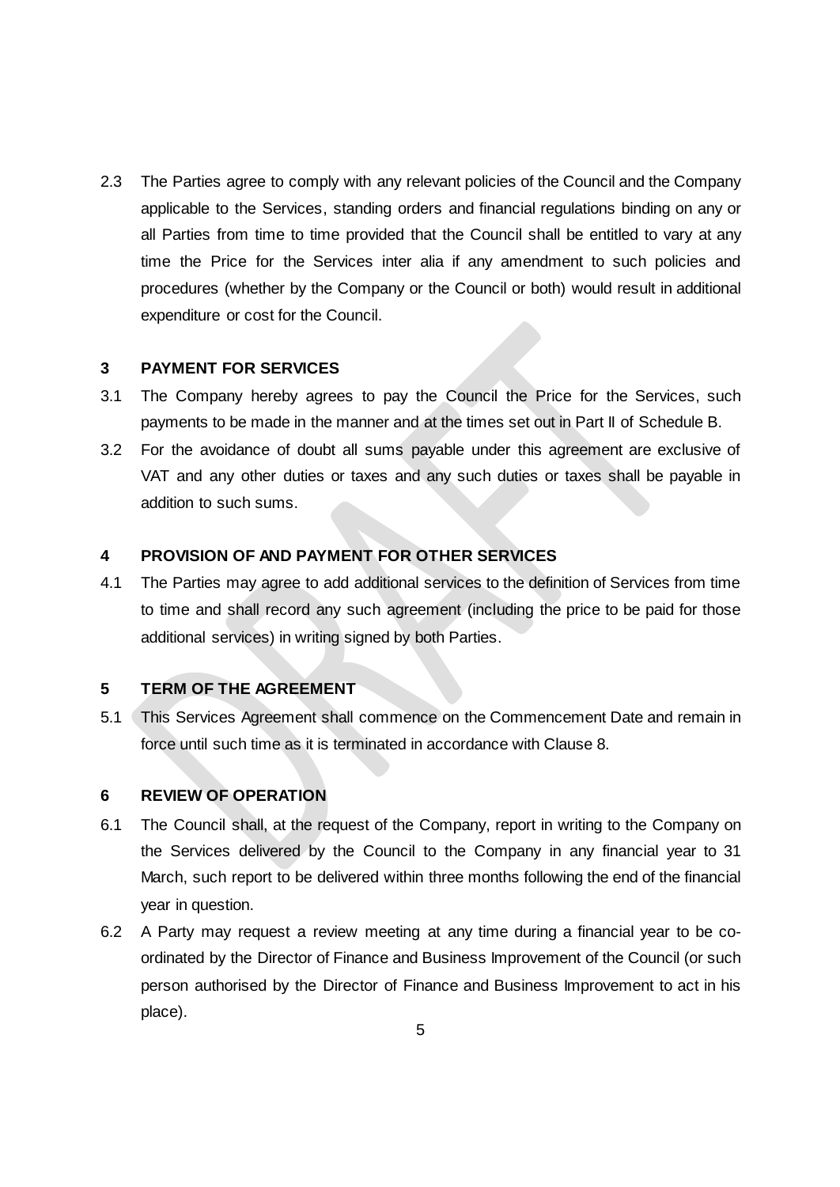2.3 The Parties agree to comply with any relevant policies of the Council and the Company applicable to the Services, standing orders and financial regulations binding on any or all Parties from time to time provided that the Council shall be entitled to vary at any time the Price for the Services inter alia if any amendment to such policies and procedures (whether by the Company or the Council or both) would result in additional expenditure or cost for the Council.

## 3 PAYMENT FOR SERVICES

3.1 The Company hereby agrees to pay the Council the Price for the Services, such payments to be made in the manner and at the times set out in Part II of Schedule B.

3.2 For the avoidance of doubt all sums payable under this agreement are exclusive of VAT and any other duties or taxes and any such duties or taxes shall be payable in addition to such sums.

## 4 PROVISION OF AND PAYMENT FOR OTHER SERVICES

4.1 The Parties may agree to add additional services to the definition of Services from time to time and shall record any such agreement (including the price to be paid for those additional services) in writing signed by both Parties.

## 5 TERM OF THE AGREEMENT

5.1 This Services Agreement shall commence on the Commencement Date and remain in force until such time as it is terminated in accordance with Clause 8.

## 6 REVIEW OF OPERATION

6.1 The Council shall, at the request of the Company, report in writing to the Company on the Services delivered by the Council to the Company in any financial year to 31 March, such report to be delivered within three months following the end of the financial year in question.

6.2 A Party may request a review meeting at any time during a financial year to be co-ordinated by the Director of Finance and Business Improvement of the Council (or such person authorised by the Director of Finance and Business Improvement to act in his place).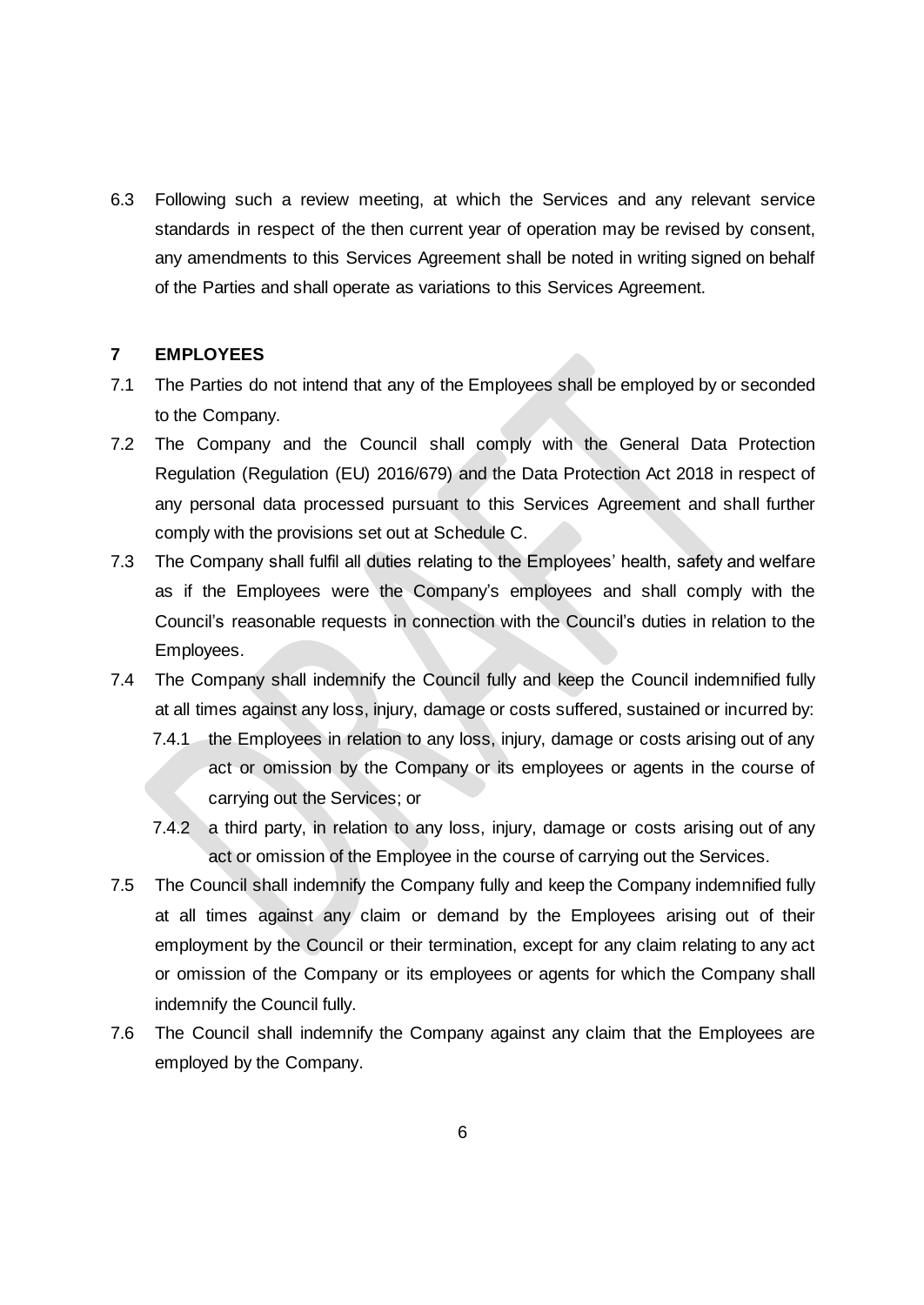6.3 Following such a review meeting, at which the Services and any relevant service standards in respect of the then current year of operation may be revised by consent, any amendments to this Services Agreement shall be noted in writing signed on behalf of the Parties and shall operate as variations to this Services Agreement.

## 7 EMPLOYEES

7.1 The Parties do not intend that any of the Employees shall be employed by or seconded to the Company.

7.2 The Company and the Council shall comply with the General Data Protection Regulation (Regulation (EU) 2016/679) and the Data Protection Act 2018 in respect of any personal data processed pursuant to this Services Agreement and shall further comply with the provisions set out at Schedule C.

7.3 The Company shall fulfil all duties relating to the Employees' health, safety and welfare as if the Employees were the Company's employees and shall comply with the Council's reasonable requests in connection with the Council's duties in relation to the Employees.

7.4 The Company shall indemnify the Council fully and keep the Council indemnified fully at all times against any loss, injury, damage or costs suffered, sustained or incurred by:

7.4.1 the Employees in relation to any loss, injury, damage or costs arising out of any act or omission by the Company or its employees or agents in the course of carrying out the Services; or

7.4.2 a third party, in relation to any loss, injury, damage or costs arising out of any act or omission of the Employee in the course of carrying out the Services.

7.5 The Council shall indemnify the Company fully and keep the Company indemnified fully at all times against any claim or demand by the Employees arising out of their employment by the Council or their termination, except for any claim relating to any act or omission of the Company or its employees or agents for which the Company shall indemnify the Council fully.

7.6 The Council shall indemnify the Company against any claim that the Employees are employed by the Company.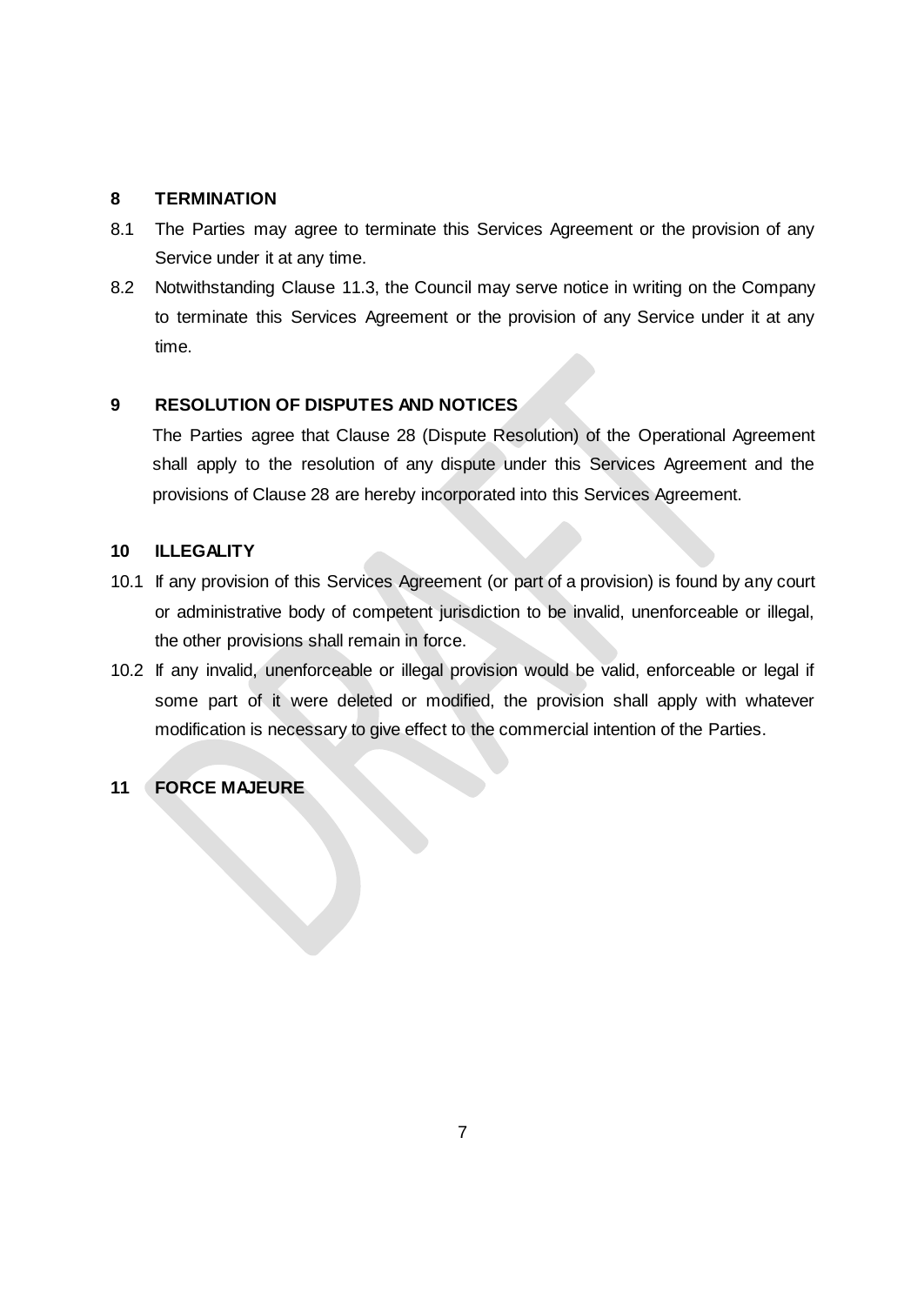## 8 TERMINATION

8.1 The Parties may agree to terminate this Services Agreement or the provision of any Service under it at any time.

8.2 Notwithstanding Clause 11.3, the Council may serve notice in writing on the Company to terminate this Services Agreement or the provision of any Service under it at any time.

## 9 RESOLUTION OF DISPUTES AND NOTICES

The Parties agree that Clause 28 (Dispute Resolution) of the Operational Agreement shall apply to the resolution of any dispute under this Services Agreement and the provisions of Clause 28 are hereby incorporated into this Services Agreement.

## 10 ILLEGALITY

10.1 If any provision of this Services Agreement (or part of a provision) is found by any court or administrative body of competent jurisdiction to be invalid, unenforceable or illegal, the other provisions shall remain in force.

10.2 If any invalid, unenforceable or illegal provision would be valid, enforceable or legal if some part of it were deleted or modified, the provision shall apply with whatever modification is necessary to give effect to the commercial intention of the Parties.

## 11 FORCE MAJEURE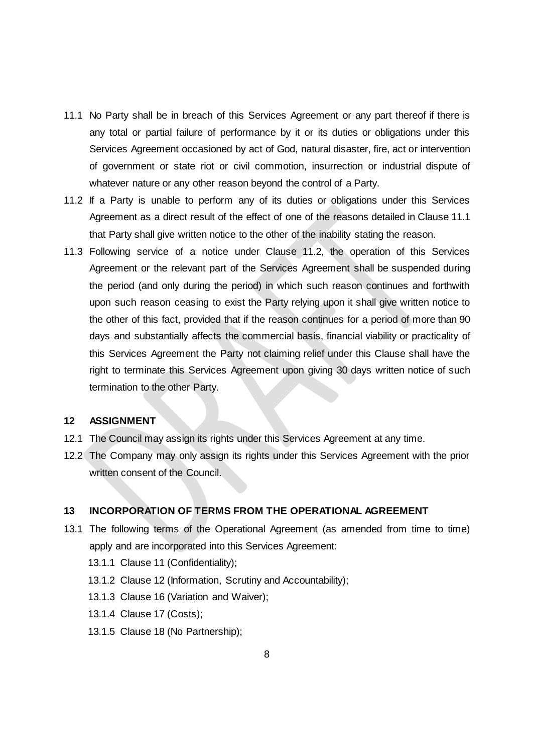11.1 No Party shall be in breach of this Services Agreement or any part thereof if there is any total or partial failure of performance by it or its duties or obligations under this Services Agreement occasioned by act of God, natural disaster, fire, act or intervention of government or state riot or civil commotion, insurrection or industrial dispute of whatever nature or any other reason beyond the control of a Party.

11.2 If a Party is unable to perform any of its duties or obligations under this Services Agreement as a direct result of the effect of one of the reasons detailed in Clause 11.1 that Party shall give written notice to the other of the inability stating the reason.

11.3 Following service of a notice under Clause 11.2, the operation of this Services Agreement or the relevant part of the Services Agreement shall be suspended during the period (and only during the period) in which such reason continues and forthwith upon such reason ceasing to exist the Party relying upon it shall give written notice to the other of this fact, provided that if the reason continues for a period of more than 90 days and substantially affects the commercial basis, financial viability or practicality of this Services Agreement the Party not claiming relief under this Clause shall have the right to terminate this Services Agreement upon giving 30 days written notice of such termination to the other Party.

## 12 ASSIGNMENT

12.1 The Council may assign its rights under this Services Agreement at any time.

12.2 The Company may only assign its rights under this Services Agreement with the prior written consent of the Council.

## 13 INCORPORATION OF TERMS FROM THE OPERATIONAL AGREEMENT

13.1 The following terms of the Operational Agreement (as amended from time to time) apply and are incorporated into this Services Agreement:

13.1.1 Clause 11 (Confidentiality);

13.1.2 Clause 12 (Information, Scrutiny and Accountability);

13.1.3 Clause 16 (Variation and Waiver);

13.1.4 Clause 17 (Costs);

13.1.5 Clause 18 (No Partnership);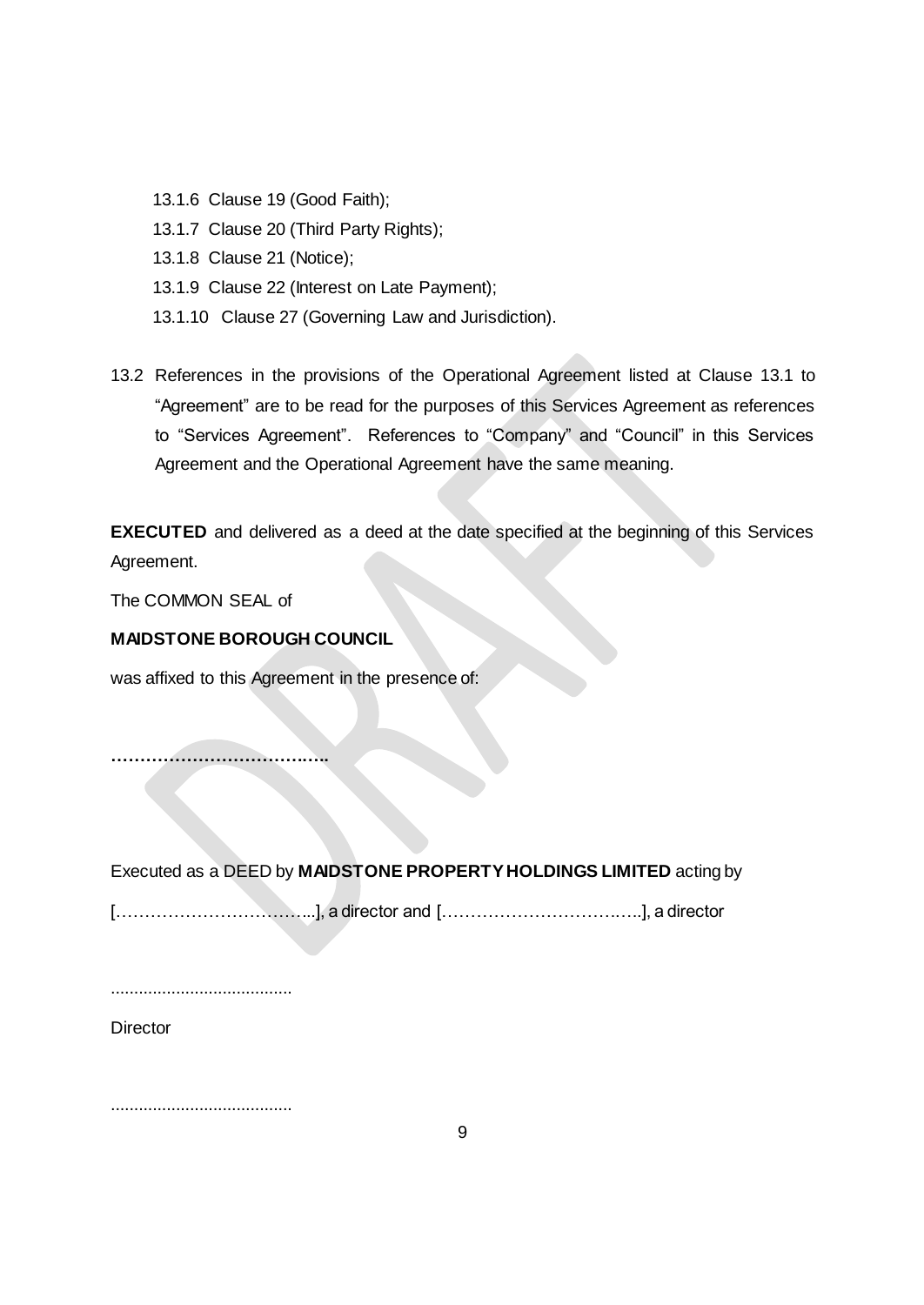13.1.6 Clause 19 (Good Faith);

13.1.7 Clause 20 (Third Party Rights);

13.1.8 Clause 21 (Notice);

13.1.9 Clause 22 (Interest on Late Payment);

13.1.10 Clause 27 (Governing Law and Jurisdiction).

13.2 References in the provisions of the Operational Agreement listed at Clause 13.1 to "Agreement" are to be read for the purposes of this Services Agreement as references to "Services Agreement". References to "Company" and "Council" in this Services Agreement and the Operational Agreement have the same meaning.

**EXECUTED** and delivered as a deed at the date specified at the beginning of this Services Agreement.

The COMMON SEAL of

**MAIDSTONE BOROUGH COUNCIL**

was affixed to this Agreement in the presence of:

**……………………………….**

Executed as a DEED by **MAIDSTONE PROPERTY HOLDINGS LIMITED** acting by

[……………………………...], a director and [……………………………..], a director

.......................................

Director

.......................................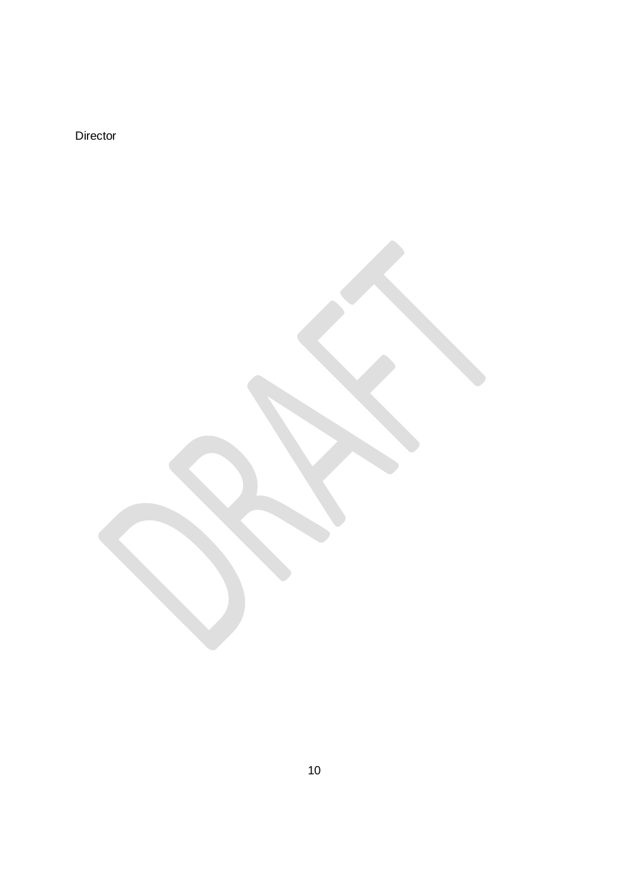Director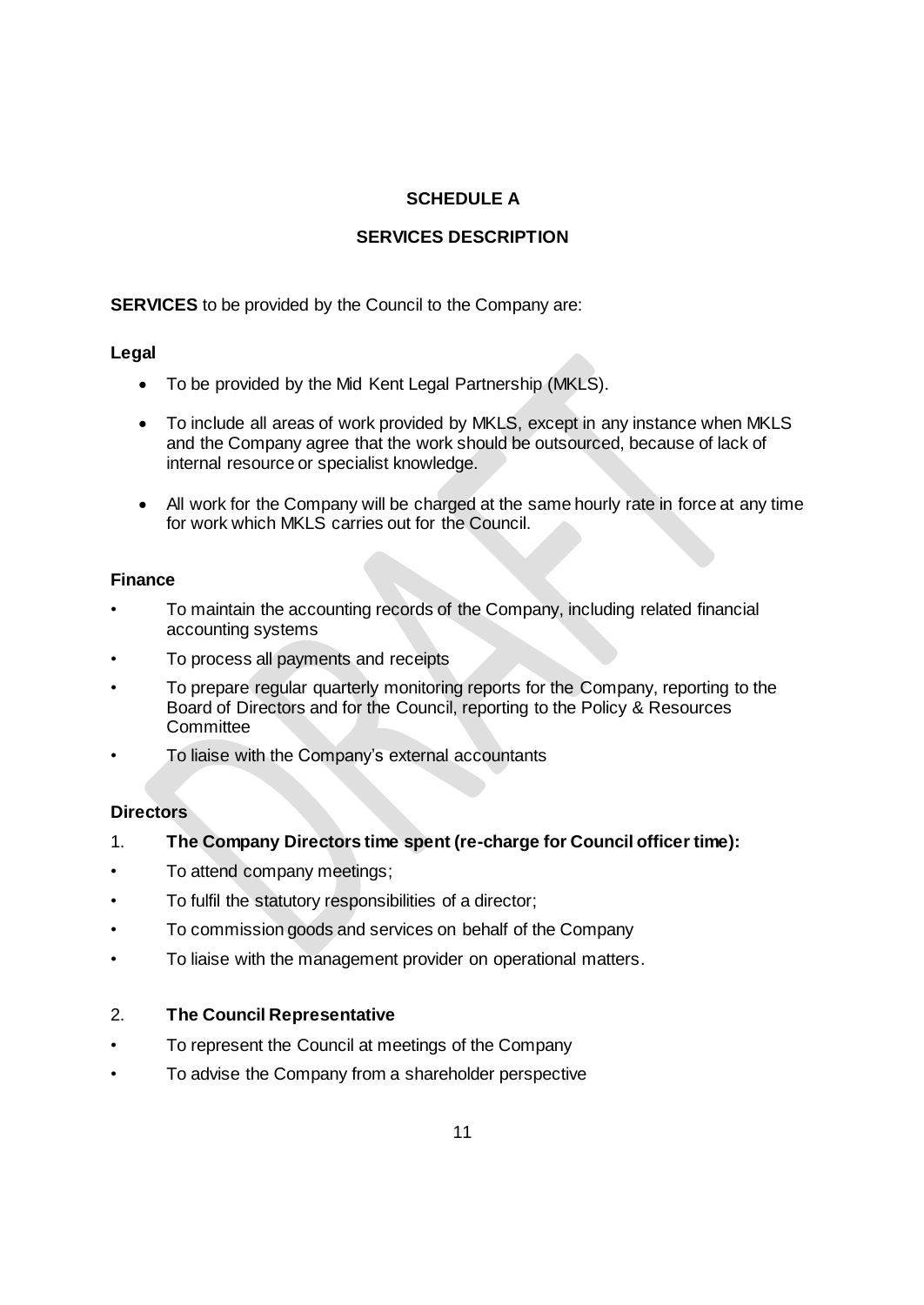## SCHEDULE A

## SERVICES DESCRIPTION

**SERVICES** to be provided by the Council to the Company are:

**Legal**

- To be provided by the Mid Kent Legal Partnership (MKLS).
- To include all areas of work provided by MKLS, except in any instance when MKLS and the Company agree that the work should be outsourced, because of lack of internal resource or specialist knowledge.
- All work for the Company will be charged at the same hourly rate in force at any time for work which MKLS carries out for the Council.

**Finance**

- To maintain the accounting records of the Company, including related financial accounting systems
- To process all payments and receipts
- To prepare regular quarterly monitoring reports for the Company, reporting to the Board of Directors and for the Council, reporting to the Policy & Resources Committee
- To liaise with the Company's external accountants

**Directors**

1. **The Company Directors time spent (re-charge for Council officer time):**

- To attend company meetings;
- To fulfil the statutory responsibilities of a director;
- To commission goods and services on behalf of the Company
- To liaise with the management provider on operational matters.

2. **The Council Representative**

- To represent the Council at meetings of the Company
- To advise the Company from a shareholder perspective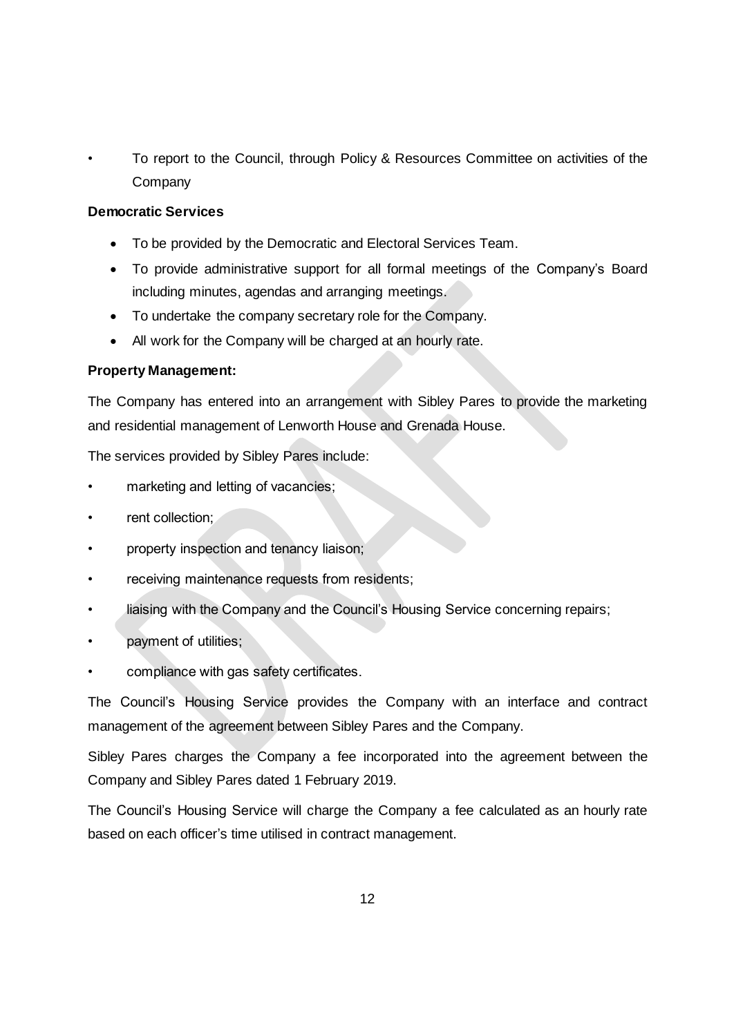- To report to the Council, through Policy & Resources Committee on activities of the Company

**Democratic Services**

- To be provided by the Democratic and Electoral Services Team.
- To provide administrative support for all formal meetings of the Company's Board including minutes, agendas and arranging meetings.
- To undertake the company secretary role for the Company.
- All work for the Company will be charged at an hourly rate.

**Property Management:**

The Company has entered into an arrangement with Sibley Pares to provide the marketing and residential management of Lenworth House and Grenada House.

The services provided by Sibley Pares include:

- marketing and letting of vacancies;
- rent collection;
- property inspection and tenancy liaison;
- receiving maintenance requests from residents;
- liaising with the Company and the Council's Housing Service concerning repairs;
- payment of utilities;
- compliance with gas safety certificates.

The Council's Housing Service provides the Company with an interface and contract management of the agreement between Sibley Pares and the Company.

Sibley Pares charges the Company a fee incorporated into the agreement between the Company and Sibley Pares dated 1 February 2019.

The Council's Housing Service will charge the Company a fee calculated as an hourly rate based on each officer's time utilised in contract management.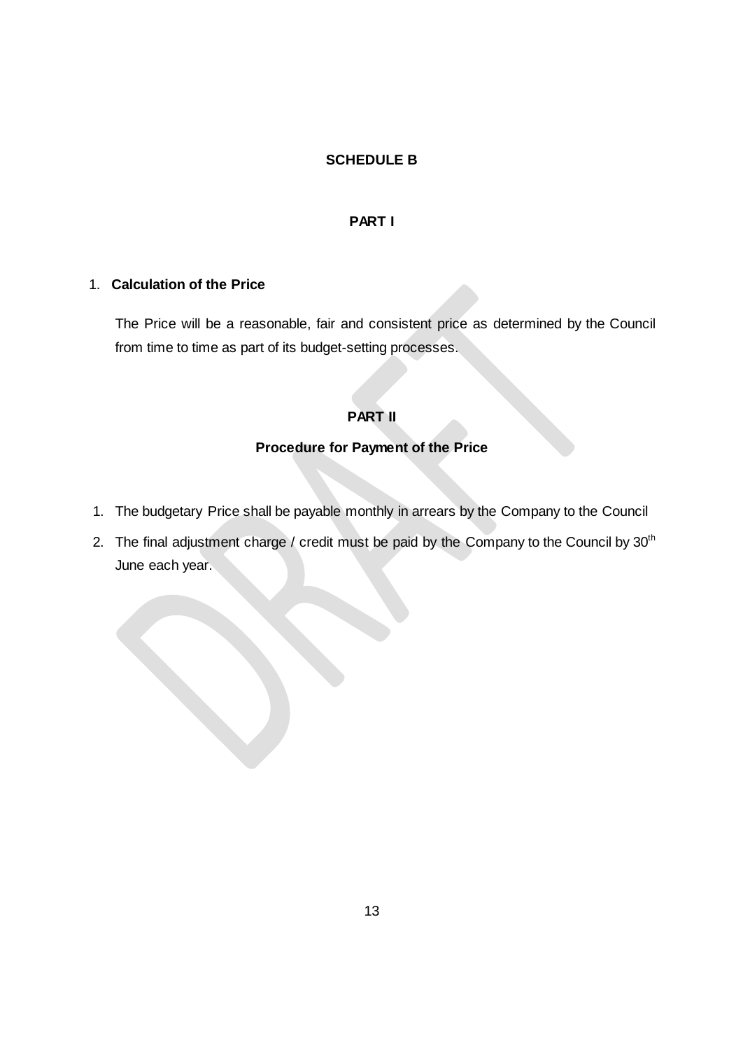## SCHEDULE B

### PART I

1. **Calculation of the Price**

   The Price will be a reasonable, fair and consistent price as determined by the Council from time to time as part of its budget-setting processes.

### PART II

### Procedure for Payment of the Price

1. The budgetary Price shall be payable monthly in arrears by the Company to the Council
2. The final adjustment charge / credit must be paid by the Company to the Council by 30th June each year.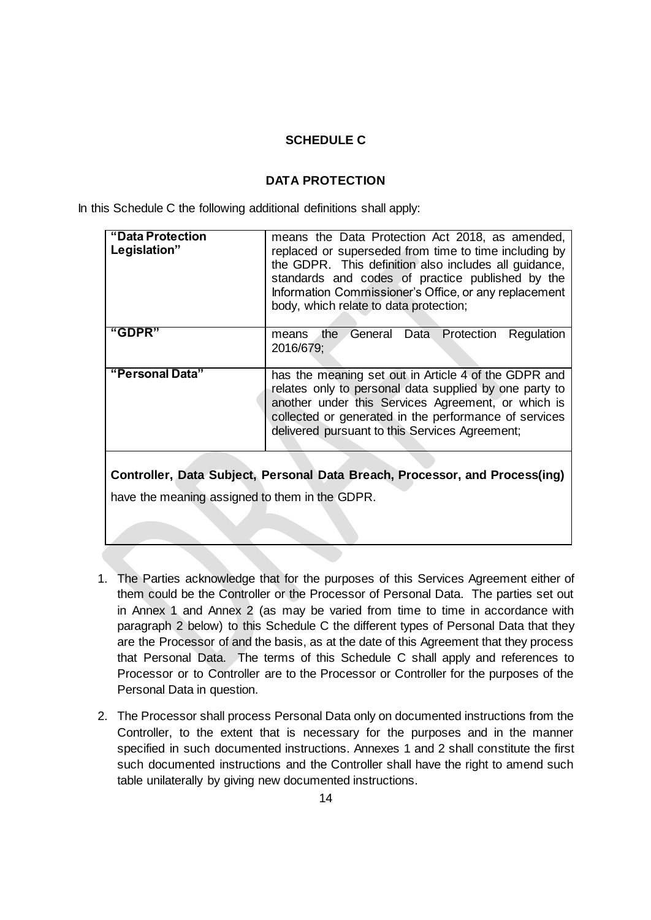## SCHEDULE C

## DATA PROTECTION

In this Schedule C the following additional definitions shall apply:

| | |
|---|---|
| **"Data Protection Legislation"** | means the Data Protection Act 2018, as amended, replaced or superseded from time to time including by the GDPR. This definition also includes all guidance, standards and codes of practice published by the Information Commissioner's Office, or any replacement body, which relate to data protection; |
| **"GDPR"** | means the General Data Protection Regulation 2016/679; |
| **"Personal Data"** | has the meaning set out in Article 4 of the GDPR and relates only to personal data supplied by one party to another under this Services Agreement, or which is collected or generated in the performance of services delivered pursuant to this Services Agreement; |
| **Controller, Data Subject, Personal Data Breach, Processor, and Process(ing)** have the meaning assigned to them in the GDPR. | |

1. The Parties acknowledge that for the purposes of this Services Agreement either of them could be the Controller or the Processor of Personal Data. The parties set out in Annex 1 and Annex 2 (as may be varied from time to time in accordance with paragraph 2 below) to this Schedule C the different types of Personal Data that they are the Processor of and the basis, as at the date of this Agreement that they process that Personal Data. The terms of this Schedule C shall apply and references to Processor or to Controller are to the Processor or Controller for the purposes of the Personal Data in question.

2. The Processor shall process Personal Data only on documented instructions from the Controller, to the extent that is necessary for the purposes and in the manner specified in such documented instructions. Annexes 1 and 2 shall constitute the first such documented instructions and the Controller shall have the right to amend such table unilaterally by giving new documented instructions.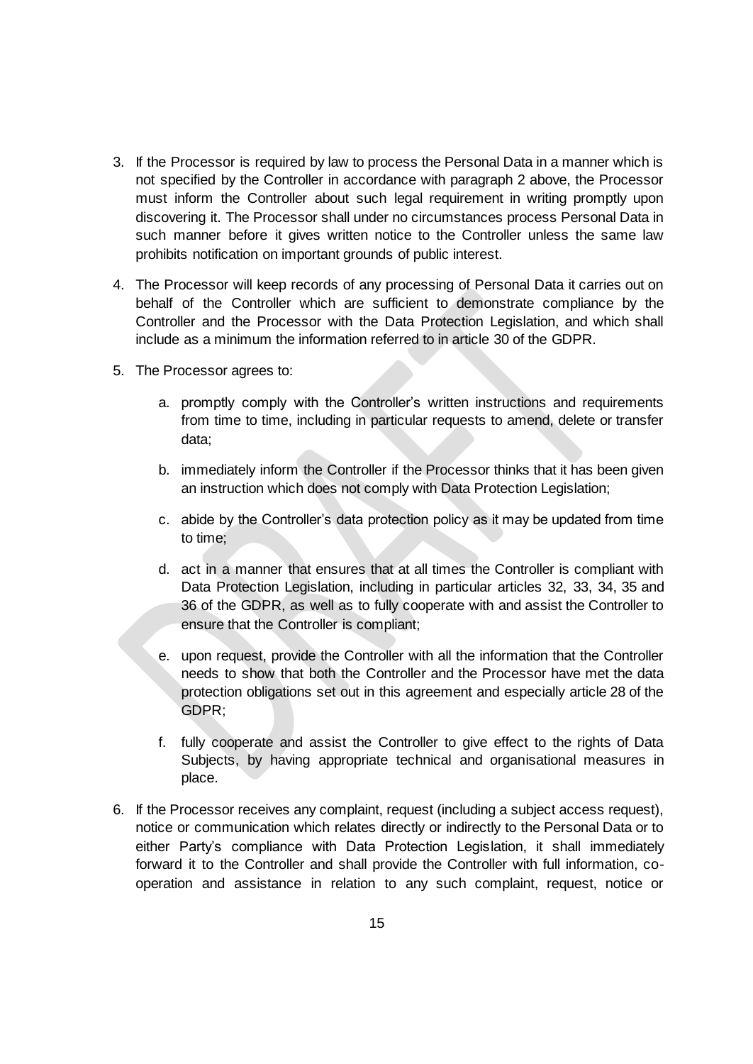3. If the Processor is required by law to process the Personal Data in a manner which is not specified by the Controller in accordance with paragraph 2 above, the Processor must inform the Controller about such legal requirement in writing promptly upon discovering it. The Processor shall under no circumstances process Personal Data in such manner before it gives written notice to the Controller unless the same law prohibits notification on important grounds of public interest.

4. The Processor will keep records of any processing of Personal Data it carries out on behalf of the Controller which are sufficient to demonstrate compliance by the Controller and the Processor with the Data Protection Legislation, and which shall include as a minimum the information referred to in article 30 of the GDPR.

5. The Processor agrees to:

    a. promptly comply with the Controller's written instructions and requirements from time to time, including in particular requests to amend, delete or transfer data;

    b. immediately inform the Controller if the Processor thinks that it has been given an instruction which does not comply with Data Protection Legislation;

    c. abide by the Controller's data protection policy as it may be updated from time to time;

    d. act in a manner that ensures that at all times the Controller is compliant with Data Protection Legislation, including in particular articles 32, 33, 34, 35 and 36 of the GDPR, as well as to fully cooperate with and assist the Controller to ensure that the Controller is compliant;

    e. upon request, provide the Controller with all the information that the Controller needs to show that both the Controller and the Processor have met the data protection obligations set out in this agreement and especially article 28 of the GDPR;

    f. fully cooperate and assist the Controller to give effect to the rights of Data Subjects, by having appropriate technical and organisational measures in place.

6. If the Processor receives any complaint, request (including a subject access request), notice or communication which relates directly or indirectly to the Personal Data or to either Party's compliance with Data Protection Legislation, it shall immediately forward it to the Controller and shall provide the Controller with full information, co-operation and assistance in relation to any such complaint, request, notice or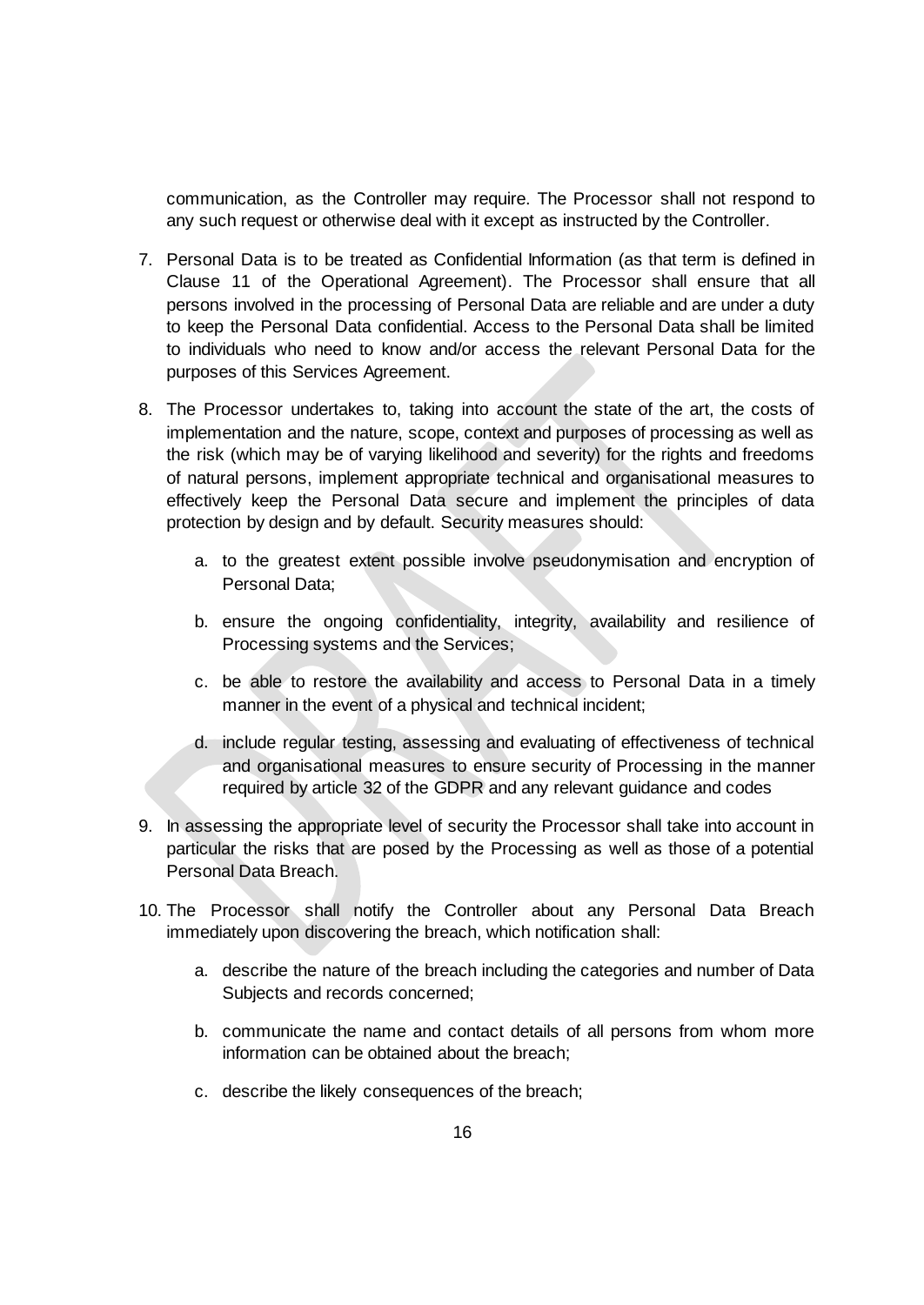communication, as the Controller may require. The Processor shall not respond to any such request or otherwise deal with it except as instructed by the Controller.

7. Personal Data is to be treated as Confidential Information (as that term is defined in Clause 11 of the Operational Agreement). The Processor shall ensure that all persons involved in the processing of Personal Data are reliable and are under a duty to keep the Personal Data confidential. Access to the Personal Data shall be limited to individuals who need to know and/or access the relevant Personal Data for the purposes of this Services Agreement.

8. The Processor undertakes to, taking into account the state of the art, the costs of implementation and the nature, scope, context and purposes of processing as well as the risk (which may be of varying likelihood and severity) for the rights and freedoms of natural persons, implement appropriate technical and organisational measures to effectively keep the Personal Data secure and implement the principles of data protection by design and by default. Security measures should:

    a. to the greatest extent possible involve pseudonymisation and encryption of Personal Data;

    b. ensure the ongoing confidentiality, integrity, availability and resilience of Processing systems and the Services;

    c. be able to restore the availability and access to Personal Data in a timely manner in the event of a physical and technical incident;

    d. include regular testing, assessing and evaluating of effectiveness of technical and organisational measures to ensure security of Processing in the manner required by article 32 of the GDPR and any relevant guidance and codes

9. In assessing the appropriate level of security the Processor shall take into account in particular the risks that are posed by the Processing as well as those of a potential Personal Data Breach.

10. The Processor shall notify the Controller about any Personal Data Breach immediately upon discovering the breach, which notification shall:

    a. describe the nature of the breach including the categories and number of Data Subjects and records concerned;

    b. communicate the name and contact details of all persons from whom more information can be obtained about the breach;

    c. describe the likely consequences of the breach;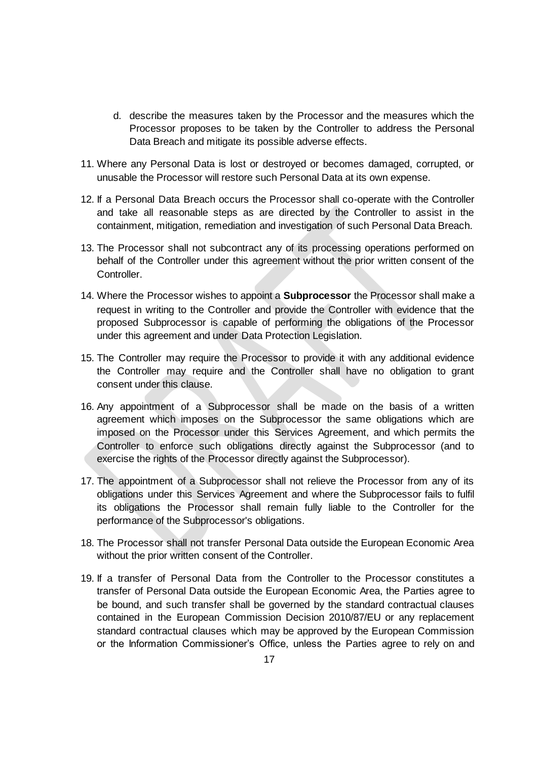d. describe the measures taken by the Processor and the measures which the Processor proposes to be taken by the Controller to address the Personal Data Breach and mitigate its possible adverse effects.

11. Where any Personal Data is lost or destroyed or becomes damaged, corrupted, or unusable the Processor will restore such Personal Data at its own expense.

12. If a Personal Data Breach occurs the Processor shall co-operate with the Controller and take all reasonable steps as are directed by the Controller to assist in the containment, mitigation, remediation and investigation of such Personal Data Breach.

13. The Processor shall not subcontract any of its processing operations performed on behalf of the Controller under this agreement without the prior written consent of the Controller.

14. Where the Processor wishes to appoint a **Subprocessor** the Processor shall make a request in writing to the Controller and provide the Controller with evidence that the proposed Subprocessor is capable of performing the obligations of the Processor under this agreement and under Data Protection Legislation.

15. The Controller may require the Processor to provide it with any additional evidence the Controller may require and the Controller shall have no obligation to grant consent under this clause.

16. Any appointment of a Subprocessor shall be made on the basis of a written agreement which imposes on the Subprocessor the same obligations which are imposed on the Processor under this Services Agreement, and which permits the Controller to enforce such obligations directly against the Subprocessor (and to exercise the rights of the Processor directly against the Subprocessor).

17. The appointment of a Subprocessor shall not relieve the Processor from any of its obligations under this Services Agreement and where the Subprocessor fails to fulfil its obligations the Processor shall remain fully liable to the Controller for the performance of the Subprocessor's obligations.

18. The Processor shall not transfer Personal Data outside the European Economic Area without the prior written consent of the Controller.

19. If a transfer of Personal Data from the Controller to the Processor constitutes a transfer of Personal Data outside the European Economic Area, the Parties agree to be bound, and such transfer shall be governed by the standard contractual clauses contained in the European Commission Decision 2010/87/EU or any replacement standard contractual clauses which may be approved by the European Commission or the Information Commissioner's Office, unless the Parties agree to rely on and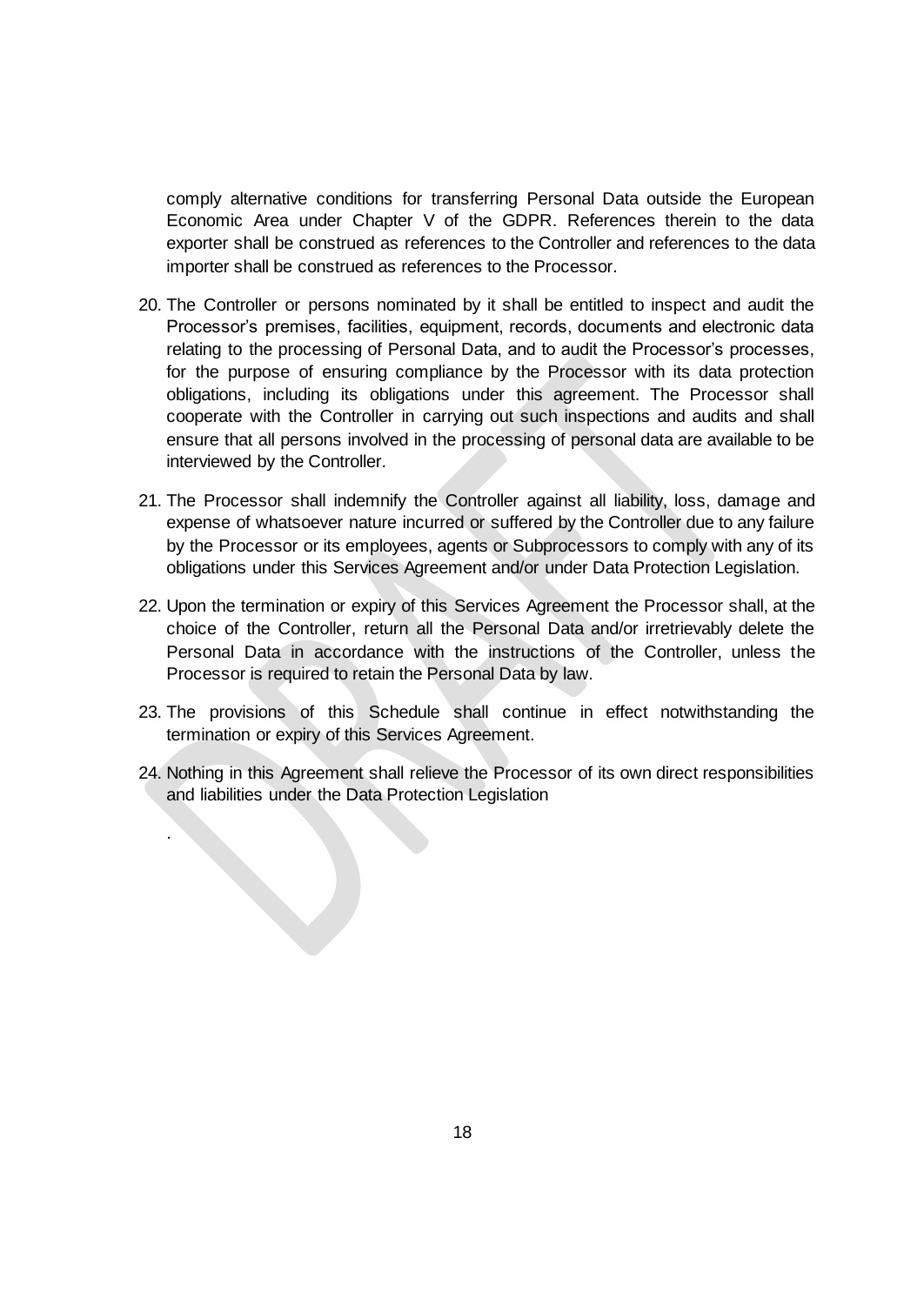comply alternative conditions for transferring Personal Data outside the European Economic Area under Chapter V of the GDPR. References therein to the data exporter shall be construed as references to the Controller and references to the data importer shall be construed as references to the Processor.

20. The Controller or persons nominated by it shall be entitled to inspect and audit the Processor's premises, facilities, equipment, records, documents and electronic data relating to the processing of Personal Data, and to audit the Processor's processes, for the purpose of ensuring compliance by the Processor with its data protection obligations, including its obligations under this agreement. The Processor shall cooperate with the Controller in carrying out such inspections and audits and shall ensure that all persons involved in the processing of personal data are available to be interviewed by the Controller.

21. The Processor shall indemnify the Controller against all liability, loss, damage and expense of whatsoever nature incurred or suffered by the Controller due to any failure by the Processor or its employees, agents or Subprocessors to comply with any of its obligations under this Services Agreement and/or under Data Protection Legislation.

22. Upon the termination or expiry of this Services Agreement the Processor shall, at the choice of the Controller, return all the Personal Data and/or irretrievably delete the Personal Data in accordance with the instructions of the Controller, unless the Processor is required to retain the Personal Data by law.

23. The provisions of this Schedule shall continue in effect notwithstanding the termination or expiry of this Services Agreement.

24. Nothing in this Agreement shall relieve the Processor of its own direct responsibilities and liabilities under the Data Protection Legislation

.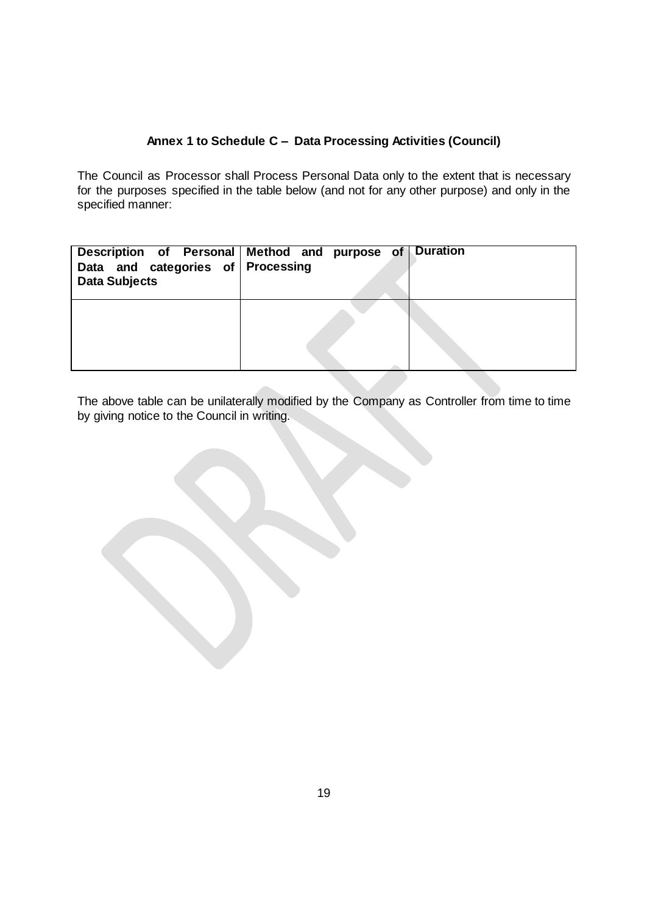## Annex 1 to Schedule C – Data Processing Activities (Council)

The Council as Processor shall Process Personal Data only to the extent that is necessary for the purposes specified in the table below (and not for any other purpose) and only in the specified manner:

| Description of Personal Data and categories of Data Subjects | Method and purpose of Processing | Duration |
|---|---|---|
| | | |

The above table can be unilaterally modified by the Company as Controller from time to time by giving notice to the Council in writing.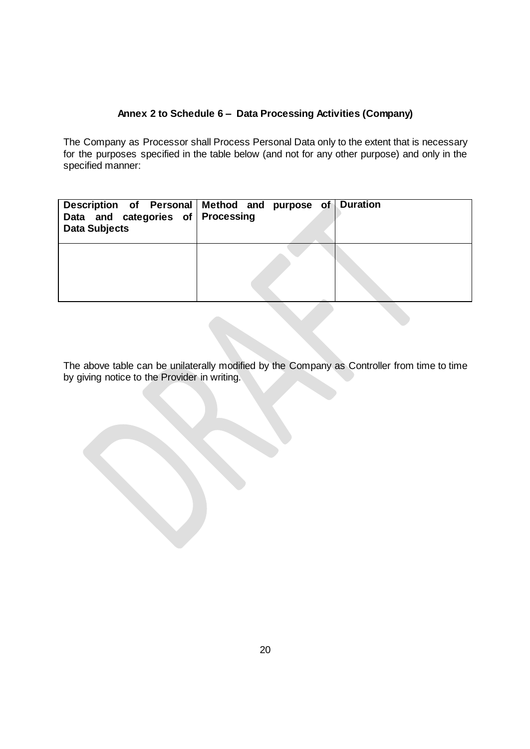**Annex 2 to Schedule 6 – Data Processing Activities (Company)**

The Company as Processor shall Process Personal Data only to the extent that is necessary for the purposes specified in the table below (and not for any other purpose) and only in the specified manner:

| **Description of Personal Data and categories of Data Subjects** | **Method and purpose of Processing** | **Duration** |
|---|---|---|
| | | |

The above table can be unilaterally modified by the Company as Controller from time to time by giving notice to the Provider in writing.